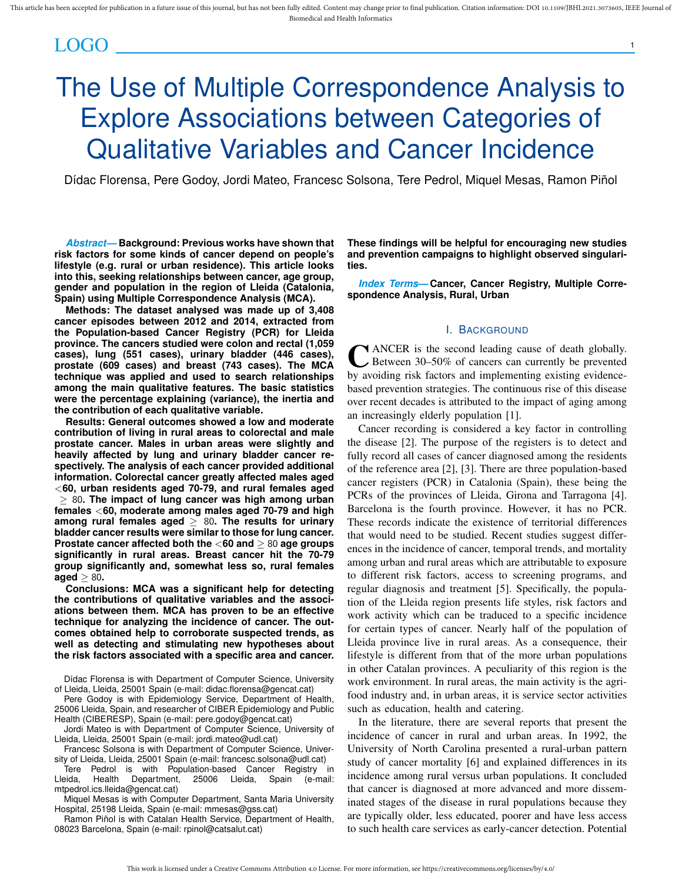# The Use of Multiple Correspondence Analysis to Explore Associations between Categories of Qualitative Variables and Cancer Incidence

Dídac Florensa, Pere Godoy, Jordi Mateo, Francesc Solsona, Tere Pedrol, Miquel Mesas, Ramon Piñol

***Abstract*— Background: Previous works have shown that risk factors for some kinds of cancer depend on people's lifestyle (e.g. rural or urban residence). This article looks into this, seeking relationships between cancer, age group, gender and population in the region of Lleida (Catalonia, Spain) using Multiple Correspondence Analysis (MCA).**

**Methods: The dataset analysed was made up of 3,408 cancer episodes between 2012 and 2014, extracted from the Population-based Cancer Registry (PCR) for Lleida province. The cancers studied were colon and rectal (1,059 cases), lung (551 cases), urinary bladder (446 cases), prostate (609 cases) and breast (743 cases). The MCA technique was applied and used to search relationships among the main qualitative features. The basic statistics were the percentage explaining (variance), the inertia and the contribution of each qualitative variable.**

**Results: General outcomes showed a low and moderate contribution of living in rural areas to colorectal and male prostate cancer. Males in urban areas were slightly and heavily affected by lung and urinary bladder cancer respectively. The analysis of each cancer provided additional information. Colorectal cancer greatly affected males aged $<$60, urban residents aged 70-79, and rural females aged $\geq$ 80. The impact of lung cancer was high among urban females $<$60, moderate among males aged 70-79 and high among rural females aged $\geq$ 80. The results for urinary bladder cancer results were similar to those for lung cancer. Prostate cancer affected both the $<$60 and $\geq$ 80 age groups significantly in rural areas. Breast cancer hit the 70-79 group significantly and, somewhat less so, rural females aged $\geq$ 80.**

**Conclusions: MCA was a significant help for detecting the contributions of qualitative variables and the associations between them. MCA has proven to be an effective technique for analyzing the incidence of cancer. The outcomes obtained help to corroborate suspected trends, as well as detecting and stimulating new hypotheses about the risk factors associated with a specific area and cancer. These findings will be helpful for encouraging new studies and prevention campaigns to highlight observed singularities.**

***Index Terms*— Cancer, Cancer Registry, Multiple Correspondence Analysis, Rural, Urban**

Dídac Florensa is with Department of Computer Science, University of Lleida, Lleida, 25001 Spain (e-mail: didac.florensa@gencat.cat)

Pere Godoy is with Epidemiology Service, Department of Health, 25006 Lleida, Spain, and researcher of CIBER Epidemiology and Public Health (CIBERESP), Spain (e-mail: pere.godoy@gencat.cat)

Jordi Mateo is with Department of Computer Science, University of Lleida, Lleida, 25001 Spain (e-mail: jordi.mateo@udl.cat)

Francesc Solsona is with Department of Computer Science, University of Lleida, Lleida, 25001 Spain (e-mail: francesc.solsona@udl.cat)

Tere Pedrol is with Population-based Cancer Registry in Lleida, Health Department, 25006 Lleida, Spain (e-mail: mtpedrol.ics.lleida@gencat.cat)

Miquel Mesas is with Computer Department, Santa Maria University Hospital, 25198 Lleida, Spain (e-mail: mmesas@gss.cat)

Ramon Piñol is with Catalan Health Service, Department of Health, 08023 Barcelona, Spain (e-mail: rpinol@catsalut.cat)

## I. Background

Cancer is the second leading cause of death globally. Between 30–50% of cancers can currently be prevented by avoiding risk factors and implementing existing evidence-based prevention strategies. The continuous rise of this disease over recent decades is attributed to the impact of aging among an increasingly elderly population [1].

Cancer recording is considered a key factor in controlling the disease [2]. The purpose of the registers is to detect and fully record all cases of cancer diagnosed among the residents of the reference area [2], [3]. There are three population-based cancer registers (PCR) in Catalonia (Spain), these being the PCRs of the provinces of Lleida, Girona and Tarragona [4]. Barcelona is the fourth province. However, it has no PCR. These records indicate the existence of territorial differences that would need to be studied. Recent studies suggest differences in the incidence of cancer, temporal trends, and mortality among urban and rural areas which are attributable to exposure to different risk factors, access to screening programs, and regular diagnosis and treatment [5]. Specifically, the population of the Lleida region presents life styles, risk factors and work activity which can be traduced to a specific incidence for certain types of cancer. Nearly half of the population of Lleida province live in rural areas. As a consequence, their lifestyle is different from that of the more urban populations in other Catalan provinces. A peculiarity of this region is the work environment. In rural areas, the main activity is the agri-food industry and, in urban areas, it is service sector activities such as education, health and catering.

In the literature, there are several reports that present the incidence of cancer in rural and urban areas. In 1992, the University of North Carolina presented a rural-urban pattern study of cancer mortality [6] and explained differences in its incidence among rural versus urban populations. It concluded that cancer is diagnosed at more advanced and more disseminated stages of the disease in rural populations because they are typically older, less educated, poorer and have less access to such health care services as early-cancer detection. Potential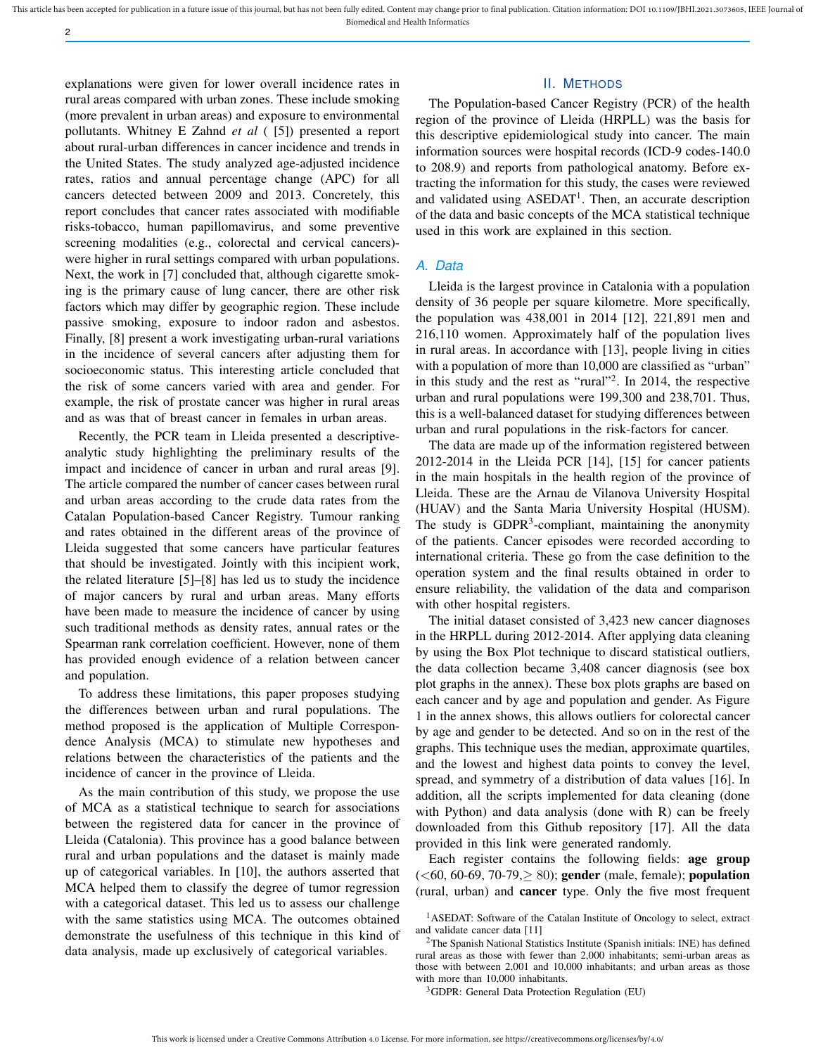explanations were given for lower overall incidence rates in rural areas compared with urban zones. These include smoking (more prevalent in urban areas) and exposure to environmental pollutants. Whitney E Zahnd *et al* ( [5]) presented a report about rural-urban differences in cancer incidence and trends in the United States. The study analyzed age-adjusted incidence rates, ratios and annual percentage change (APC) for all cancers detected between 2009 and 2013. Concretely, this report concludes that cancer rates associated with modifiable risks-tobacco, human papillomavirus, and some preventive screening modalities (e.g., colorectal and cervical cancers)-were higher in rural settings compared with urban populations. Next, the work in [7] concluded that, although cigarette smoking is the primary cause of lung cancer, there are other risk factors which may differ by geographic region. These include passive smoking, exposure to indoor radon and asbestos. Finally, [8] present a work investigating urban-rural variations in the incidence of several cancers after adjusting them for socioeconomic status. This interesting article concluded that the risk of some cancers varied with area and gender. For example, the risk of prostate cancer was higher in rural areas and as was that of breast cancer in females in urban areas.

Recently, the PCR team in Lleida presented a descriptive-analytic study highlighting the preliminary results of the impact and incidence of cancer in urban and rural areas [9]. The article compared the number of cancer cases between rural and urban areas according to the crude data rates from the Catalan Population-based Cancer Registry. Tumour ranking and rates obtained in the different areas of the province of Lleida suggested that some cancers have particular features that should be investigated. Jointly with this incipient work, the related literature [5]–[8] has led us to study the incidence of major cancers by rural and urban areas. Many efforts have been made to measure the incidence of cancer by using such traditional methods as density rates, annual rates or the Spearman rank correlation coefficient. However, none of them has provided enough evidence of a relation between cancer and population.

To address these limitations, this paper proposes studying the differences between urban and rural populations. The method proposed is the application of Multiple Correspondence Analysis (MCA) to stimulate new hypotheses and relations between the characteristics of the patients and the incidence of cancer in the province of Lleida.

As the main contribution of this study, we propose the use of MCA as a statistical technique to search for associations between the registered data for cancer in the province of Lleida (Catalonia). This province has a good balance between rural and urban populations and the dataset is mainly made up of categorical variables. In [10], the authors asserted that MCA helped them to classify the degree of tumor regression with a categorical dataset. This led us to assess our challenge with the same statistics using MCA. The outcomes obtained demonstrate the usefulness of this technique in this kind of data analysis, made up exclusively of categorical variables.

## II. Methods

The Population-based Cancer Registry (PCR) of the health region of the province of Lleida (HRPLL) was the basis for this descriptive epidemiological study into cancer. The main information sources were hospital records (ICD-9 codes-140.0 to 208.9) and reports from pathological anatomy. Before extracting the information for this study, the cases were reviewed and validated using ASEDAT[1]. Then, an accurate description of the data and basic concepts of the MCA statistical technique used in this work are explained in this section.

### A. Data

Lleida is the largest province in Catalonia with a population density of 36 people per square kilometre. More specifically, the population was 438,001 in 2014 [12], 221,891 men and 216,110 women. Approximately half of the population lives in rural areas. In accordance with [13], people living in cities with a population of more than 10,000 are classified as "urban" in this study and the rest as "rural"[2]. In 2014, the respective urban and rural populations were 199,300 and 238,701. Thus, this is a well-balanced dataset for studying differences between urban and rural populations in the risk-factors for cancer.

The data are made up of the information registered between 2012-2014 in the Lleida PCR [14], [15] for cancer patients in the main hospitals in the health region of the province of Lleida. These are the Arnau de Vilanova University Hospital (HUAV) and the Santa Maria University Hospital (HUSM). The study is GDPR[3]-compliant, maintaining the anonymity of the patients. Cancer episodes were recorded according to international criteria. These go from the case definition to the operation system and the final results obtained in order to ensure reliability, the validation of the data and comparison with other hospital registers.

The initial dataset consisted of 3,423 new cancer diagnoses in the HRPLL during 2012-2014. After applying data cleaning by using the Box Plot technique to discard statistical outliers, the data collection became 3,408 cancer diagnosis (see box plot graphs in the annex). These box plots graphs are based on each cancer and by age and population and gender. As Figure 1 in the annex shows, this allows outliers for colorectal cancer by age and gender to be detected. And so on in the rest of the graphs. This technique uses the median, approximate quartiles, and the lowest and highest data points to convey the level, spread, and symmetry of a distribution of data values [16]. In addition, all the scripts implemented for data cleaning (done with Python) and data analysis (done with R) can be freely downloaded from this Github repository [17]. All the data provided in this link were generated randomly.

Each register contains the following fields: **age group** ($<$60, 60-69, 70-79,$\geq$ 80); **gender** (male, female); **population** (rural, urban) and **cancer** type. Only the five most frequent

[1] ASEDAT: Software of the Catalan Institute of Oncology to select, extract and validate cancer data [11]

[2] The Spanish National Statistics Institute (Spanish initials: INE) has defined rural areas as those with fewer than 2,000 inhabitants; semi-urban areas as those with between 2,001 and 10,000 inhabitants; and urban areas as those with more than 10,000 inhabitants.

[3] GDPR: General Data Protection Regulation (EU)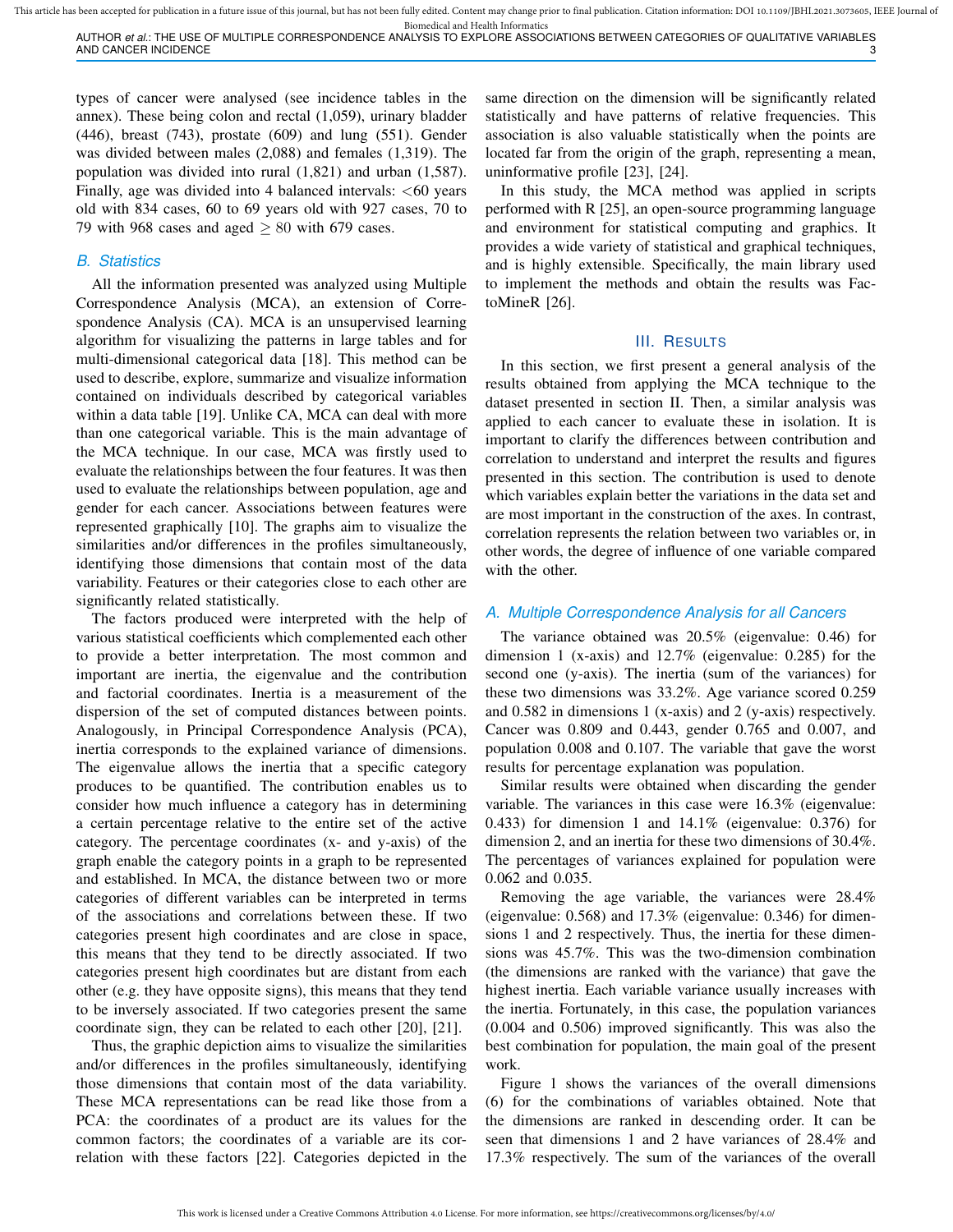types of cancer were analysed (see incidence tables in the annex). These being colon and rectal (1,059), urinary bladder (446), breast (743), prostate (609) and lung (551). Gender was divided between males (2,088) and females (1,319). The population was divided into rural (1,821) and urban (1,587). Finally, age was divided into 4 balanced intervals: <60 years old with 834 cases, 60 to 69 years old with 927 cases, 70 to 79 with 968 cases and aged $\geq 80$ with 679 cases.

### B. Statistics

All the information presented was analyzed using Multiple Correspondence Analysis (MCA), an extension of Correspondence Analysis (CA). MCA is an unsupervised learning algorithm for visualizing the patterns in large tables and for multi-dimensional categorical data [18]. This method can be used to describe, explore, summarize and visualize information contained on individuals described by categorical variables within a data table [19]. Unlike CA, MCA can deal with more than one categorical variable. This is the main advantage of the MCA technique. In our case, MCA was firstly used to evaluate the relationships between the four features. It was then used to evaluate the relationships between population, age and gender for each cancer. Associations between features were represented graphically [10]. The graphs aim to visualize the similarities and/or differences in the profiles simultaneously, identifying those dimensions that contain most of the data variability. Features or their categories close to each other are significantly related statistically.

The factors produced were interpreted with the help of various statistical coefficients which complemented each other to provide a better interpretation. The most common and important are inertia, the eigenvalue and the contribution and factorial coordinates. Inertia is a measurement of the dispersion of the set of computed distances between points. Analogously, in Principal Correspondence Analysis (PCA), inertia corresponds to the explained variance of dimensions. The eigenvalue allows the inertia that a specific category produces to be quantified. The contribution enables us to consider how much influence a category has in determining a certain percentage relative to the entire set of the active category. The percentage coordinates (x- and y-axis) of the graph enable the category points in a graph to be represented and established. In MCA, the distance between two or more categories of different variables can be interpreted in terms of the associations and correlations between these. If two categories present high coordinates and are close in space, this means that they tend to be directly associated. If two categories present high coordinates but are distant from each other (e.g. they have opposite signs), this means that they tend to be inversely associated. If two categories present the same coordinate sign, they can be related to each other [20], [21].

Thus, the graphic depiction aims to visualize the similarities and/or differences in the profiles simultaneously, identifying those dimensions that contain most of the data variability. These MCA representations can be read like those from a PCA: the coordinates of a product are its values for the common factors; the coordinates of a variable are its correlation with these factors [22]. Categories depicted in the same direction on the dimension will be significantly related statistically and have patterns of relative frequencies. This association is also valuable statistically when the points are located far from the origin of the graph, representing a mean, uninformative profile [23], [24].

In this study, the MCA method was applied in scripts performed with R [25], an open-source programming language and environment for statistical computing and graphics. It provides a wide variety of statistical and graphical techniques, and is highly extensible. Specifically, the main library used to implement the methods and obtain the results was FactoMineR [26].

## III. Results

In this section, we first present a general analysis of the results obtained from applying the MCA technique to the dataset presented in section II. Then, a similar analysis was applied to each cancer to evaluate these in isolation. It is important to clarify the differences between contribution and correlation to understand and interpret the results and figures presented in this section. The contribution is used to denote which variables explain better the variations in the data set and are most important in the construction of the axes. In contrast, correlation represents the relation between two variables or, in other words, the degree of influence of one variable compared with the other.

### A. Multiple Correspondence Analysis for all Cancers

The variance obtained was 20.5% (eigenvalue: 0.46) for dimension 1 (x-axis) and 12.7% (eigenvalue: 0.285) for the second one (y-axis). The inertia (sum of the variances) for these two dimensions was 33.2%. Age variance scored 0.259 and 0.582 in dimensions 1 (x-axis) and 2 (y-axis) respectively. Cancer was 0.809 and 0.443, gender 0.765 and 0.007, and population 0.008 and 0.107. The variable that gave the worst results for percentage explanation was population.

Similar results were obtained when discarding the gender variable. The variances in this case were 16.3% (eigenvalue: 0.433) for dimension 1 and 14.1% (eigenvalue: 0.376) for dimension 2, and an inertia for these two dimensions of 30.4%. The percentages of variances explained for population were 0.062 and 0.035.

Removing the age variable, the variances were 28.4% (eigenvalue: 0.568) and 17.3% (eigenvalue: 0.346) for dimensions 1 and 2 respectively. Thus, the inertia for these dimensions was 45.7%. This was the two-dimension combination (the dimensions are ranked with the variance) that gave the highest inertia. Each variable variance usually increases with the inertia. Fortunately, in this case, the population variances (0.004 and 0.506) improved significantly. This was also the best combination for population, the main goal of the present work.

Figure 1 shows the variances of the overall dimensions (6) for the combinations of variables obtained. Note that the dimensions are ranked in descending order. It can be seen that dimensions 1 and 2 have variances of 28.4% and 17.3% respectively. The sum of the variances of the overall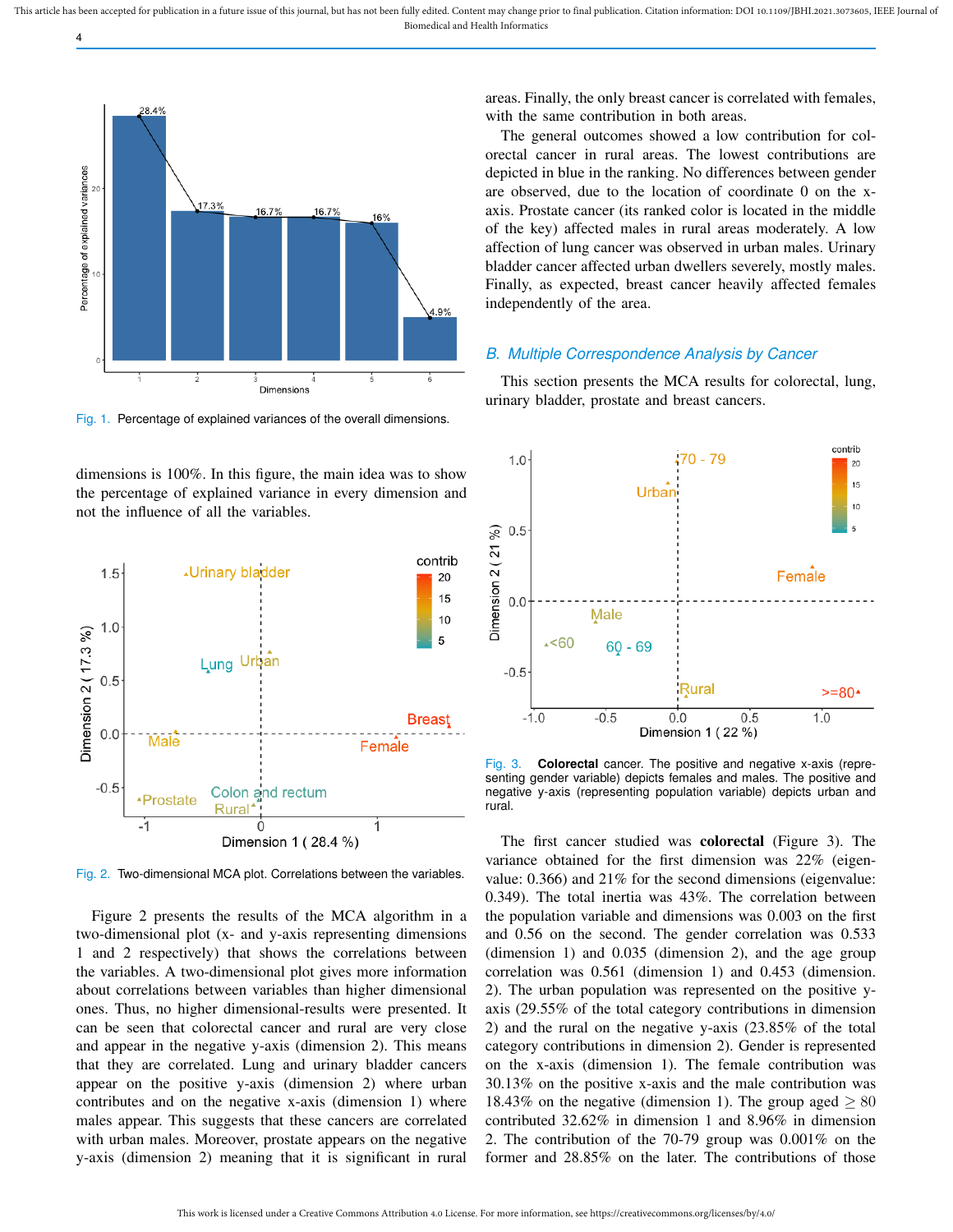Fig. 1. Percentage of explained variances of the overall dimensions.

dimensions is 100%. In this figure, the main idea was to show the percentage of explained variance in every dimension and not the influence of all the variables.

Fig. 2. Two-dimensional MCA plot. Correlations between the variables.

Figure 2 presents the results of the MCA algorithm in a two-dimensional plot (x- and y-axis representing dimensions 1 and 2 respectively) that shows the correlations between the variables. A two-dimensional plot gives more information about correlations between variables than higher dimensional ones. Thus, no higher dimensional-results were presented. It can be seen that colorectal cancer and rural are very close and appear in the negative y-axis (dimension 2). This means that they are correlated. Lung and urinary bladder cancers appear on the positive y-axis (dimension 2) where urban contributes and on the negative x-axis (dimension 1) where males appear. This suggests that these cancers are correlated with urban males. Moreover, prostate appears on the negative y-axis (dimension 2) meaning that it is significant in rural areas. Finally, the only breast cancer is correlated with females, with the same contribution in both areas.

The general outcomes showed a low contribution for colorectal cancer in rural areas. The lowest contributions are depicted in blue in the ranking. No differences between gender are observed, due to the location of coordinate 0 on the x-axis. Prostate cancer (its ranked color is located in the middle of the key) affected males in rural areas moderately. A low affection of lung cancer was observed in urban males. Urinary bladder cancer affected urban dwellers severely, mostly males. Finally, as expected, breast cancer heavily affected females independently of the area.

## B. Multiple Correspondence Analysis by Cancer

This section presents the MCA results for colorectal, lung, urinary bladder, prostate and breast cancers.

Fig. 3. **Colorectal** cancer. The positive and negative x-axis (representing gender variable) depicts females and males. The positive and negative y-axis (representing population variable) depicts urban and rural.

The first cancer studied was **colorectal** (Figure 3). The variance obtained for the first dimension was 22% (eigenvalue: 0.366) and 21% for the second dimensions (eigenvalue: 0.349). The total inertia was 43%. The correlation between the population variable and dimensions was 0.003 on the first and 0.56 on the second. The gender correlation was 0.533 (dimension 1) and 0.035 (dimension 2), and the age group correlation was 0.561 (dimension 1) and 0.453 (dimension. 2). The urban population was represented on the positive y-axis (29.55% of the total category contributions in dimension 2) and the rural on the negative y-axis (23.85% of the total category contributions in dimension 2). Gender is represented on the x-axis (dimension 1). The female contribution was 30.13% on the positive x-axis and the male contribution was 18.43% on the negative (dimension 1). The group aged $\geq 80$ contributed 32.62% in dimension 1 and 8.96% in dimension 2. The contribution of the 70-79 group was 0.001% on the former and 28.85% on the later. The contributions of those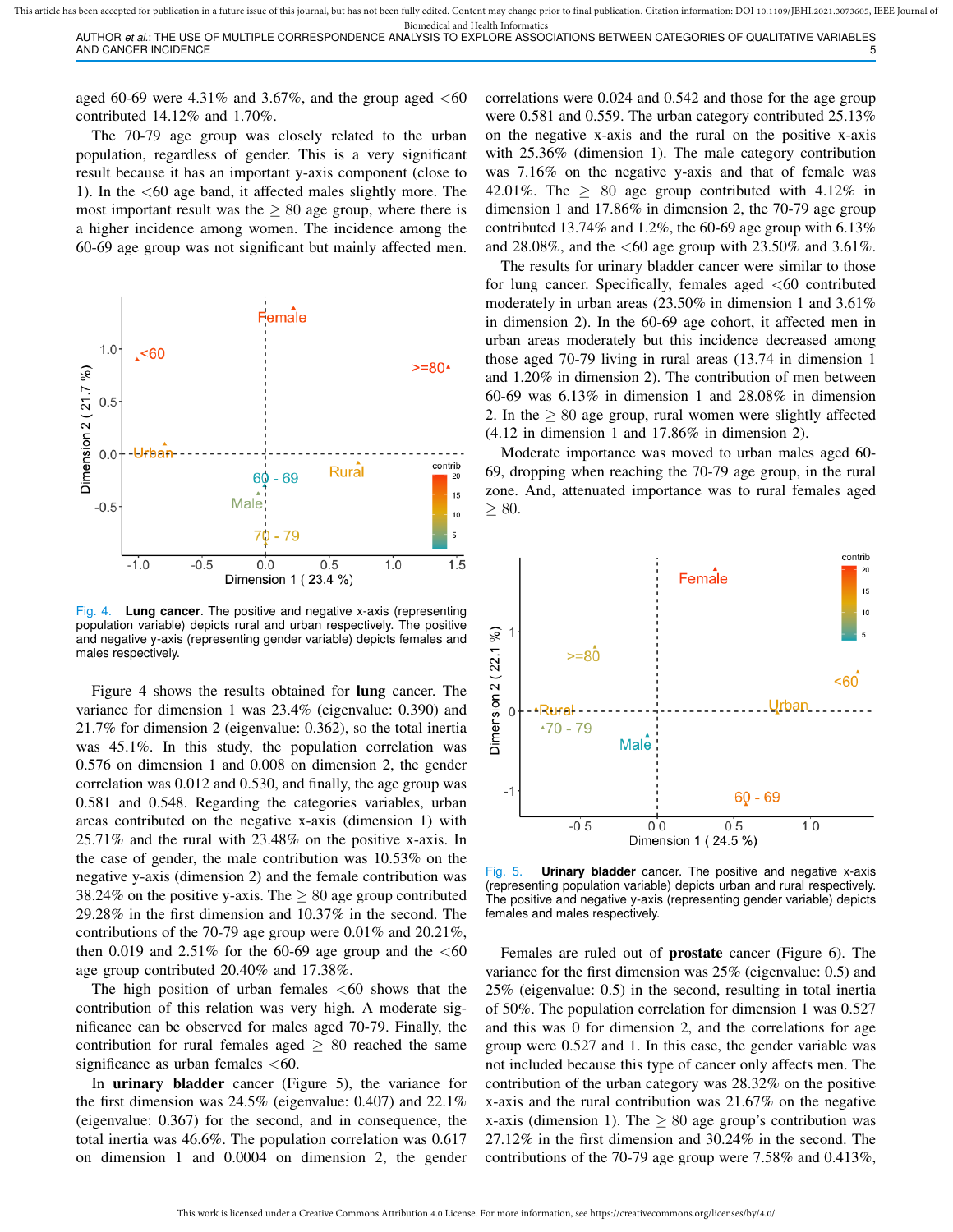aged 60-69 were 4.31% and 3.67%, and the group aged <60 contributed 14.12% and 1.70%.

The 70-79 age group was closely related to the urban population, regardless of gender. This is a very significant result because it has an important y-axis component (close to 1). In the <60 age band, it affected males slightly more. The most important result was the $\geq 80$ age group, where there is a higher incidence among women. The incidence among the 60-69 age group was not significant but mainly affected men.

Fig. 4. **Lung cancer**. The positive and negative x-axis (representing population variable) depicts rural and urban respectively. The positive and negative y-axis (representing gender variable) depicts females and males respectively.

Figure 4 shows the results obtained for **lung** cancer. The variance for dimension 1 was 23.4% (eigenvalue: 0.390) and 21.7% for dimension 2 (eigenvalue: 0.362), so the total inertia was 45.1%. In this study, the population correlation was 0.576 on dimension 1 and 0.008 on dimension 2, the gender correlation was 0.012 and 0.530, and finally, the age group was 0.581 and 0.548. Regarding the categories variables, urban areas contributed on the negative x-axis (dimension 1) with 25.71% and the rural with 23.48% on the positive x-axis. In the case of gender, the male contribution was 10.53% on the negative y-axis (dimension 2) and the female contribution was 38.24% on the positive y-axis. The $\geq 80$ age group contributed 29.28% in the first dimension and 10.37% in the second. The contributions of the 70-79 age group were 0.01% and 20.21%, then 0.019 and 2.51% for the 60-69 age group and the <60 age group contributed 20.40% and 17.38%.

The high position of urban females <60 shows that the contribution of this relation was very high. A moderate significance can be observed for males aged 70-79. Finally, the contribution for rural females aged $\geq 80$ reached the same significance as urban females <60.

In **urinary bladder** cancer (Figure 5), the variance for the first dimension was 24.5% (eigenvalue: 0.407) and 22.1% (eigenvalue: 0.367) for the second, and in consequence, the total inertia was 46.6%. The population correlation was 0.617 on dimension 1 and 0.0004 on dimension 2, the gender correlations were 0.024 and 0.542 and those for the age group were 0.581 and 0.559. The urban category contributed 25.13% on the negative x-axis and the rural on the positive x-axis with 25.36% (dimension 1). The male category contribution was 7.16% on the negative y-axis and that of female was 42.01%. The $\geq 80$ age group contributed with 4.12% in dimension 1 and 17.86% in dimension 2, the 70-79 age group contributed 13.74% and 1.2%, the 60-69 age group with 6.13% and 28.08%, and the <60 age group with 23.50% and 3.61%.

The results for urinary bladder cancer were similar to those for lung cancer. Specifically, females aged <60 contributed moderately in urban areas (23.50% in dimension 1 and 3.61% in dimension 2). In the 60-69 age cohort, it affected men in urban areas moderately but this incidence decreased among those aged 70-79 living in rural areas (13.74 in dimension 1 and 1.20% in dimension 2). The contribution of men between 60-69 was 6.13% in dimension 1 and 28.08% in dimension 2. In the $\geq 80$ age group, rural women were slightly affected (4.12 in dimension 1 and 17.86% in dimension 2).

Moderate importance was moved to urban males aged 60-69, dropping when reaching the 70-79 age group, in the rural zone. And, attenuated importance was to rural females aged $\geq 80$.

Fig. 5. **Urinary bladder** cancer. The positive and negative x-axis (representing population variable) depicts urban and rural respectively. The positive and negative y-axis (representing gender variable) depicts females and males respectively.

Females are ruled out of **prostate** cancer (Figure 6). The variance for the first dimension was 25% (eigenvalue: 0.5) and 25% (eigenvalue: 0.5) in the second, resulting in total inertia of 50%. The population correlation for dimension 1 was 0.527 and this was 0 for dimension 2, and the correlations for age group were 0.527 and 1. In this case, the gender variable was not included because this type of cancer only affects men. The contribution of the urban category was 28.32% on the positive x-axis and the rural contribution was 21.67% on the negative x-axis (dimension 1). The $\geq 80$ age group's contribution was 27.12% in the first dimension and 30.24% in the second. The contributions of the 70-79 age group were 7.58% and 0.413%,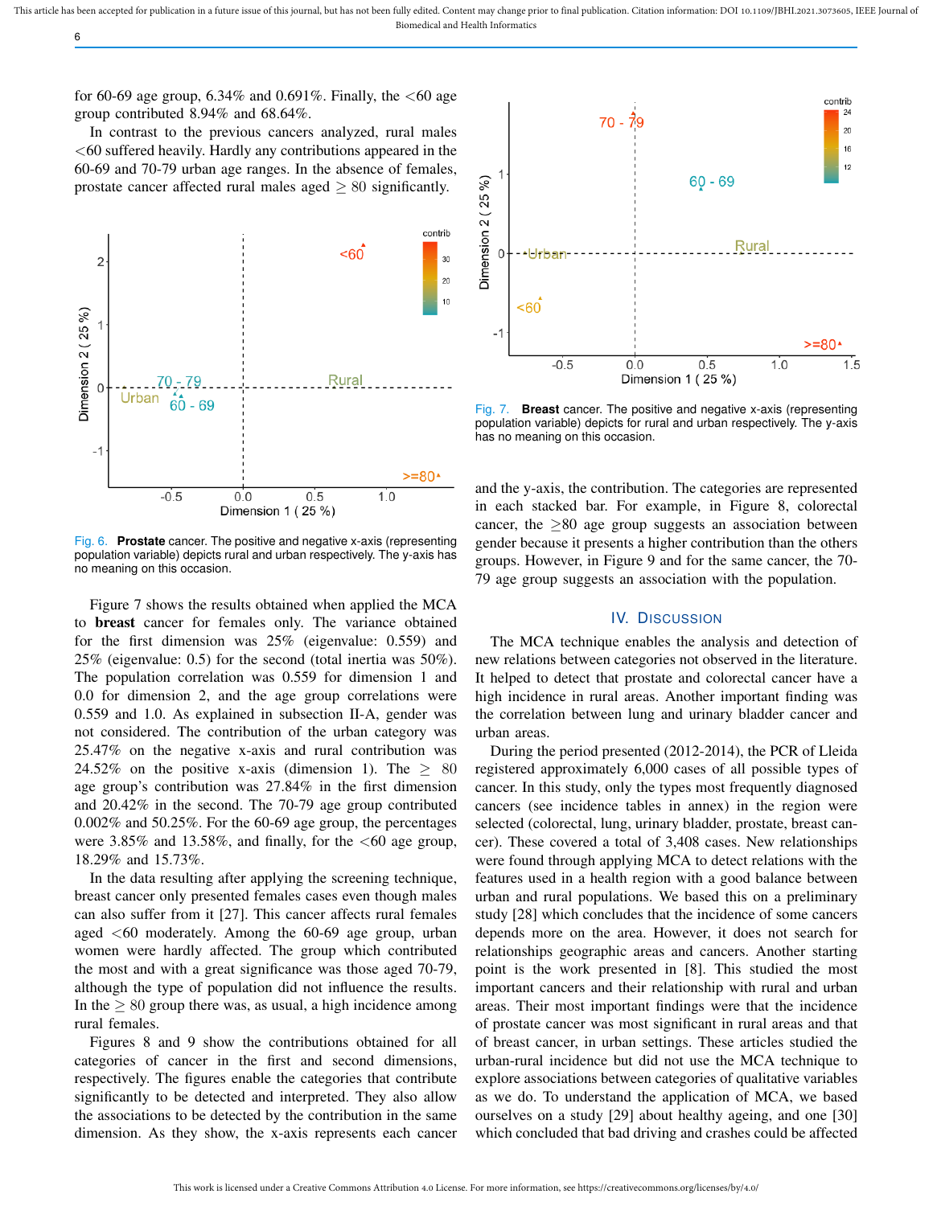for 60-69 age group, 6.34% and 0.691%. Finally, the <60 age group contributed 8.94% and 68.64%.

In contrast to the previous cancers analyzed, rural males <60 suffered heavily. Hardly any contributions appeared in the 60-69 and 70-79 urban age ranges. In the absence of females, prostate cancer affected rural males aged $\geq$ 80 significantly.

Fig. 6. **Prostate** cancer. The positive and negative x-axis (representing population variable) depicts rural and urban respectively. The y-axis has no meaning on this occasion.

Figure 7 shows the results obtained when applied the MCA to **breast** cancer for females only. The variance obtained for the first dimension was 25% (eigenvalue: 0.559) and 25% (eigenvalue: 0.5) for the second (total inertia was 50%). The population correlation was 0.559 for dimension 1 and 0.0 for dimension 2, and the age group correlations were 0.559 and 1.0. As explained in subsection II-A, gender was not considered. The contribution of the urban category was 25.47% on the negative x-axis and rural contribution was 24.52% on the positive x-axis (dimension 1). The $\geq$ 80 age group's contribution was 27.84% in the first dimension and 20.42% in the second. The 70-79 age group contributed 0.002% and 50.25%. For the 60-69 age group, the percentages were 3.85% and 13.58%, and finally, for the <60 age group, 18.29% and 15.73%.

In the data resulting after applying the screening technique, breast cancer only presented females cases even though males can also suffer from it [27]. This cancer affects rural females aged <60 moderately. Among the 60-69 age group, urban women were hardly affected. The group which contributed the most and with a great significance was those aged 70-79, although the type of population did not influence the results. In the $\geq$ 80 group there was, as usual, a high incidence among rural females.

Figures 8 and 9 show the contributions obtained for all categories of cancer in the first and second dimensions, respectively. The figures enable the categories that contribute significantly to be detected and interpreted. They also allow the associations to be detected by the contribution in the same dimension. As they show, the x-axis represents each cancer

Fig. 7. **Breast** cancer. The positive and negative x-axis (representing population variable) depicts for rural and urban respectively. The y-axis has no meaning on this occasion.

and the y-axis, the contribution. The categories are represented in each stacked bar. For example, in Figure 8, colorectal cancer, the $\geq$80 age group suggests an association between gender because it presents a higher contribution than the others groups. However, in Figure 9 and for the same cancer, the 70-79 age group suggests an association with the population.

## IV. Discussion

The MCA technique enables the analysis and detection of new relations between categories not observed in the literature. It helped to detect that prostate and colorectal cancer have a high incidence in rural areas. Another important finding was the correlation between lung and urinary bladder cancer and urban areas.

During the period presented (2012-2014), the PCR of Lleida registered approximately 6,000 cases of all possible types of cancer. In this study, only the types most frequently diagnosed cancers (see incidence tables in annex) in the region were selected (colorectal, lung, urinary bladder, prostate, breast cancer). These covered a total of 3,408 cases. New relationships were found through applying MCA to detect relations with the features used in a health region with a good balance between urban and rural populations. We based this on a preliminary study [28] which concludes that the incidence of some cancers depends more on the area. However, it does not search for relationships between geographic areas and cancers. Another starting point is the work presented in [8]. This studied the most important cancers and their relationship with rural and urban areas. Their most important findings were that the incidence of prostate cancer was most significant in rural areas and that of breast cancer, in urban settings. These articles studied the urban-rural incidence but did not use the MCA technique to explore associations between categories of qualitative variables as we do. To understand the application of MCA, we based ourselves on a study [29] about healthy ageing, and one [30] which concluded that bad driving and crashes could be affected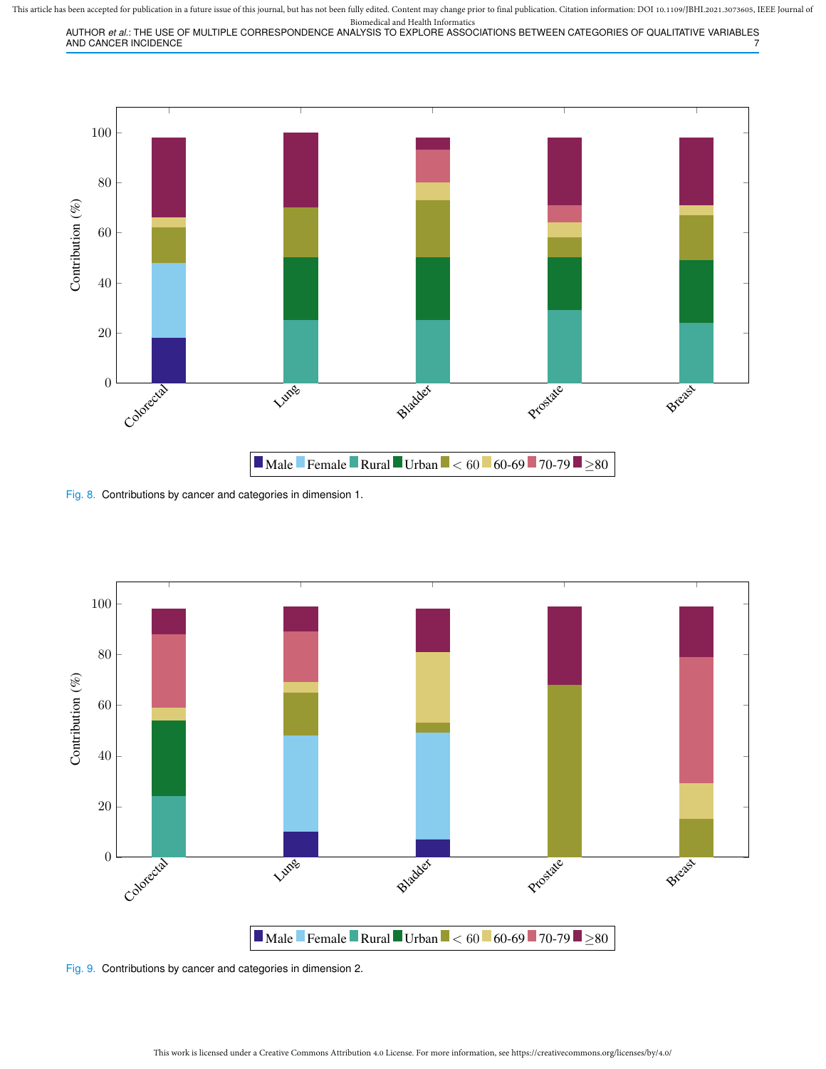Fig. 8. Contributions by cancer and categories in dimension 1.

Fig. 9. Contributions by cancer and categories in dimension 2.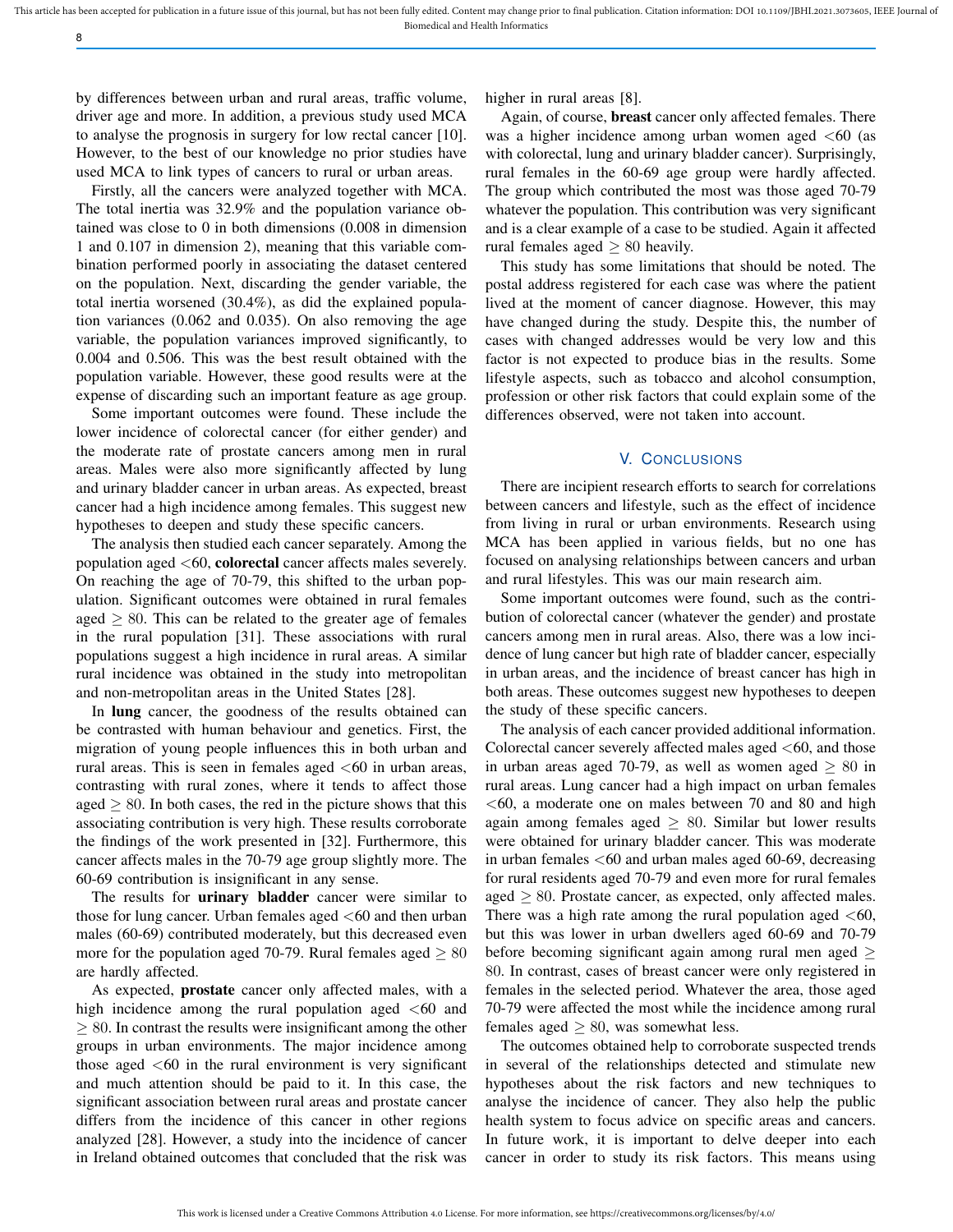by differences between urban and rural areas, traffic volume, driver age and more. In addition, a previous study used MCA to analyse the prognosis in surgery for low rectal cancer [10]. However, to the best of our knowledge no prior studies have used MCA to link types of cancers to rural or urban areas.

Firstly, all the cancers were analyzed together with MCA. The total inertia was 32.9% and the population variance obtained was close to 0 in both dimensions (0.008 in dimension 1 and 0.107 in dimension 2), meaning that this variable combination performed poorly in associating the dataset centered on the population. Next, discarding the gender variable, the total inertia worsened (30.4%), as did the explained population variances (0.062 and 0.035). On also removing the age variable, the population variances improved significantly, to 0.004 and 0.506. This was the best result obtained with the population variable. However, these good results were at the expense of discarding such an important feature as age group.

Some important outcomes were found. These include the lower incidence of colorectal cancer (for either gender) and the moderate rate of prostate cancers among men in rural areas. Males were also more significantly affected by lung and urinary bladder cancer in urban areas. As expected, breast cancer had a high incidence among females. This suggest new hypotheses to deepen and study these specific cancers.

The analysis then studied each cancer separately. Among the population aged <60, **colorectal** cancer affects males severely. On reaching the age of 70-79, this shifted to the urban population. Significant outcomes were obtained in rural females aged $\geq 80$. This can be related to the greater age of females in the rural population [31]. These associations with rural populations suggest a high incidence in rural areas. A similar rural incidence was obtained in the study into metropolitan and non-metropolitan areas in the United States [28].

In **lung** cancer, the goodness of the results obtained can be contrasted with human behaviour and genetics. First, the migration of young people influences this in both urban and rural areas. This is seen in females aged <60 in urban areas, contrasting with rural zones, where it tends to affect those aged $\geq 80$. In both cases, the red in the picture shows that this associating contribution is very high. These results corroborate the findings of the work presented in [32]. Furthermore, this cancer affects males in the 70-79 age group slightly more. The 60-69 contribution is insignificant in any sense.

The results for **urinary bladder** cancer were similar to those for lung cancer. Urban females aged <60 and then urban males (60-69) contributed moderately, but this decreased even more for the population aged 70-79. Rural females aged $\geq 80$ are hardly affected.

As expected, **prostate** cancer only affected males, with a high incidence among the rural population aged <60 and $\geq 80$. In contrast the results were insignificant among the other groups in urban environments. The major incidence among those aged <60 in the rural environment is very significant and much attention should be paid to it. In this case, the significant association between rural areas and prostate cancer differs from the incidence of this cancer in other regions analyzed [28]. However, a study into the incidence of cancer in Ireland obtained outcomes that concluded that the risk was higher in rural areas [8].

Again, of course, **breast** cancer only affected females. There was a higher incidence among urban women aged <60 (as with colorectal, lung and urinary bladder cancer). Surprisingly, rural females in the 60-69 age group were hardly affected. The group which contributed the most was those aged 70-79 whatever the population. This contribution was very significant and is a clear example of a case to be studied. Again it affected rural females aged $\geq 80$ heavily.

This study has some limitations that should be noted. The postal address registered for each case was where the patient lived at the moment of cancer diagnose. However, this may have changed during the study. Despite this, the number of cases with changed addresses would be very low and this factor is not expected to produce bias in the results. Some lifestyle aspects, such as tobacco and alcohol consumption, profession or other risk factors that could explain some of the differences observed, were not taken into account.

## V. Conclusions

There are incipient research efforts to search for correlations between cancers and lifestyle, such as the effect of incidence from living in rural or urban environments. Research using MCA has been applied in various fields, but no one has focused on analysing relationships between cancers and urban and rural lifestyles. This was our main research aim.

Some important outcomes were found, such as the contribution of colorectal cancer (whatever the gender) and prostate cancers among men in rural areas. Also, there was a low incidence of lung cancer but high rate of bladder cancer, especially in urban areas, and the incidence of breast cancer has high in both areas. These outcomes suggest new hypotheses to deepen the study of these specific cancers.

The analysis of each cancer provided additional information. Colorectal cancer severely affected males aged <60, and those in urban areas aged 70-79, as well as women aged $\geq 80$ in rural areas. Lung cancer had a high impact on urban females <60, a moderate one on males between 70 and 80 and high again among females aged $\geq 80$. Similar but lower results were obtained for urinary bladder cancer. This was moderate in urban females <60 and urban males aged 60-69, decreasing for rural residents aged 70-79 and even more for rural females aged $\geq 80$. Prostate cancer, as expected, only affected males. There was a high rate among the rural population aged <60, but this was lower in urban dwellers aged 60-69 and 70-79 before becoming significant again among rural men aged $\geq 80$. In contrast, cases of breast cancer were only registered in females in the selected period. Whatever the area, those aged 70-79 were affected the most while the incidence among rural females aged $\geq 80$, was somewhat less.

The outcomes obtained help to corroborate suspected trends in several of the relationships detected and stimulate new hypotheses about the risk factors and new techniques to analyse the incidence of cancer. They also help the public health system to focus advice on specific areas and cancers. In future work, it is important to delve deeper into each cancer in order to study its risk factors. This means using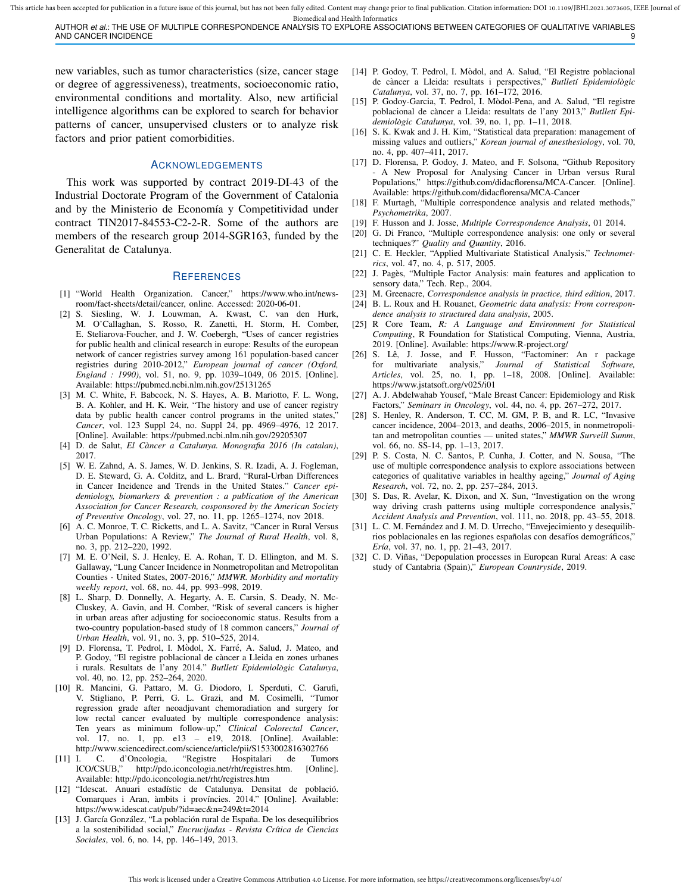new variables, such as tumor characteristics (size, cancer stage or degree of aggressiveness), treatments, socioeconomic ratio, environmental conditions and mortality. Also, new artificial intelligence algorithms can be explored to search for behavior patterns of cancer, unsupervised clusters or to analyze risk factors and prior patient comorbidities.

## ACKNOWLEDGEMENTS

This work was supported by contract 2019-DI-43 of the Industrial Doctorate Program of the Government of Catalonia and by the Ministerio de Economía y Competitividad under contract TIN2017-84553-C2-2-R. Some of the authors are members of the research group 2014-SGR163, funded by the Generalitat de Catalunya.

## REFERENCES

[1] "World Health Organization. Cancer," https://www.who.int/news-room/fact-sheets/detail/cancer, online. Accessed: 2020-06-01.

[2] S. Siesling, W. J. Louwman, A. Kwast, C. van den Hurk, M. O'Callaghan, S. Rosso, R. Zanetti, H. Storm, H. Comber, E. Steliarova-Foucher, and J. W. Coebergh, "Uses of cancer registries for public health and clinical research in europe: Results of the european network of cancer registries survey among 161 population-based cancer registries during 2010-2012," *European journal of cancer (Oxford, England : 1990)*, vol. 51, no. 9, pp. 1039–1049, 06 2015. [Online]. Available: https://pubmed.ncbi.nlm.nih.gov/25131265

[3] M. C. White, F. Babcock, N. S. Hayes, A. B. Mariotto, F. L. Wong, B. A. Kohler, and H. K. Weir, "The history and use of cancer registry data by public health cancer control programs in the united states," *Cancer*, vol. 123 Suppl 24, no. Suppl 24, pp. 4969–4976, 12 2017. [Online]. Available: https://pubmed.ncbi.nlm.nih.gov/29205307

[4] D. de Salut, *El Càncer a Catalunya. Monografia 2016 (In catalan)*, 2017.

[5] W. E. Zahnd, A. S. James, W. D. Jenkins, S. R. Izadi, A. J. Fogleman, D. E. Steward, G. A. Colditz, and L. Brard, "Rural-Urban Differences in Cancer Incidence and Trends in the United States." *Cancer epidemiology, biomarkers & prevention : a publication of the American Association for Cancer Research, cosponsored by the American Society of Preventive Oncology*, vol. 27, no. 11, pp. 1265–1274, nov 2018.

[6] A. C. Monroe, T. C. Ricketts, and L. A. Savitz, "Cancer in Rural Versus Urban Populations: A Review," *The Journal of Rural Health*, vol. 8, no. 3, pp. 212–220, 1992.

[7] M. E. O'Neil, S. J. Henley, E. A. Rohan, T. D. Ellington, and M. S. Gallaway, "Lung Cancer Incidence in Nonmetropolitan and Metropolitan Counties - United States, 2007-2016," *MMWR. Morbidity and mortality weekly report*, vol. 68, no. 44, pp. 993–998, 2019.

[8] L. Sharp, D. Donnelly, A. Hegarty, A. E. Carsin, S. Deady, N. McCluskey, A. Gavin, and H. Comber, "Risk of several cancers is higher in urban areas after adjusting for socioeconomic status. Results from a two-country population-based study of 18 common cancers," *Journal of Urban Health*, vol. 91, no. 3, pp. 510–525, 2014.

[9] D. Florensa, T. Pedrol, I. Mòdol, X. Farré, A. Salud, J. Mateo, and P. Godoy, "El registre poblacional de càncer a Lleida en zones urbanes i rurals. Resultats de l'any 2014." *Butlletí Epidemiològic Catalunya*, vol. 40, no. 12, pp. 252–264, 2020.

[10] R. Mancini, G. Pattaro, M. G. Diodoro, I. Sperduti, C. Garufi, V. Stigliano, P. Perri, G. L. Grazi, and M. Cosimelli, "Tumor regression grade after neoadjuvant chemoradiation and surgery for low rectal cancer evaluated by multiple correspondence analysis: Ten years as minimum follow-up," *Clinical Colorectal Cancer*, vol. 17, no. 1, pp. e13 – e19, 2018. [Online]. Available: http://www.sciencedirect.com/science/article/pii/S1533002816302766

[11] I. C. d'Oncologia, "Registre Hospitalari de Tumors ICO/CSUB," http://pdo.iconcologia.net/rht/registres.htm. [Online]. Available: http://pdo.iconcologia.net/rht/registres.htm

[12] "Idescat. Anuari estadístic de Catalunya. Densitat de població. Comarques i Aran, àmbits i províncies. 2014." [Online]. Available: https://www.idescat.cat/pub/?id=aec&n=249&t=2014

[13] J. García González, "La población rural de España. De los desequilibrios a la sostenibilidad social," *Encrucijadas - Revista Crítica de Ciencias Sociales*, vol. 6, no. 14, pp. 146–149, 2013.

[14] P. Godoy, T. Pedrol, I. Mòdol, and A. Salud, "El Registre poblacional de càncer a Lleida: resultats i perspectives," *Butlletí Epidemiològic Catalunya*, vol. 37, no. 7, pp. 161–172, 2016.

[15] P. Godoy-Garcia, T. Pedrol, I. Mòdol-Pena, and A. Salud, "El registre poblacional de càncer a Lleida: resultats de l'any 2013," *Butlletí Epidemiològic Catalunya*, vol. 39, no. 1, pp. 1–11, 2018.

[16] S. K. Kwak and J. H. Kim, "Statistical data preparation: management of missing values and outliers," *Korean journal of anesthesiology*, vol. 70, no. 4, pp. 407–411, 2017.

[17] D. Florensa, P. Godoy, J. Mateo, and F. Solsona, "Github Repository - A New Proposal for Analysing Cancer in Urban versus Rural Populations," https://github.com/didacflorensa/MCA-Cancer. [Online]. Available: https://github.com/didacflorensa/MCA-Cancer

[18] F. Murtagh, "Multiple correspondence analysis and related methods," *Psychometrika*, 2007.

[19] F. Husson and J. Josse, *Multiple Correspondence Analysis*, 01 2014.

[20] G. Di Franco, "Multiple correspondence analysis: one only or several techniques?" *Quality and Quantity*, 2016.

[21] C. E. Heckler, "Applied Multivariate Statistical Analysis," *Technometrics*, vol. 47, no. 4, p. 517, 2005.

[22] J. Pagès, "Multiple Factor Analysis: main features and application to sensory data," Tech. Rep., 2004.

[23] M. Greenacre, *Correspondence analysis in practice, third edition*, 2017.

[24] B. L. Roux and H. Rouanet, *Geometric data analysis: From correspondence analysis to structured data analysis*, 2005.

[25] R Core Team, *R: A Language and Environment for Statistical Computing*, R Foundation for Statistical Computing, Vienna, Austria, 2019. [Online]. Available: https://www.R-project.org/

[26] S. Lê, J. Josse, and F. Husson, "Factominer: An r package for multivariate analysis," *Journal of Statistical Software, Articles*, vol. 25, no. 1, pp. 1–18, 2008. [Online]. Available: https://www.jstatsoft.org/v025/i01

[27] A. J. Abdelwahab Yousef, "Male Breast Cancer: Epidemiology and Risk Factors," *Seminars in Oncology*, vol. 44, no. 4, pp. 267–272, 2017.

[28] S. Henley, R. Anderson, T. CC, M. GM, P. B, and R. LC, "Invasive cancer incidence, 2004–2013, and deaths, 2006–2015, in nonmetropolitan and metropolitan counties — united states," *MMWR Surveill Summ*, vol. 66, no. SS-14, pp. 1–13, 2017.

[29] P. S. Costa, N. C. Santos, P. Cunha, J. Cotter, and N. Sousa, "The use of multiple correspondence analysis to explore associations between categories of qualitative variables in healthy ageing," *Journal of Aging Research*, vol. 72, no. 2, pp. 257–284, 2013.

[30] S. Das, R. Avelar, K. Dixon, and X. Sun, "Investigation on the wrong way driving crash patterns using multiple correspondence analysis," *Accident Analysis and Prevention*, vol. 111, no. 2018, pp. 43–55, 2018.

[31] L. C. M. Fernández and J. M. D. Urrecho, "Envejecimiento y desequilibrios poblacionales en las regiones españolas con desafíos demográficos," *Ería*, vol. 37, no. 1, pp. 21–43, 2017.

[32] C. D. Viñas, "Depopulation processes in European Rural Areas: A case study of Cantabria (Spain)," *European Countryside*, 2019.